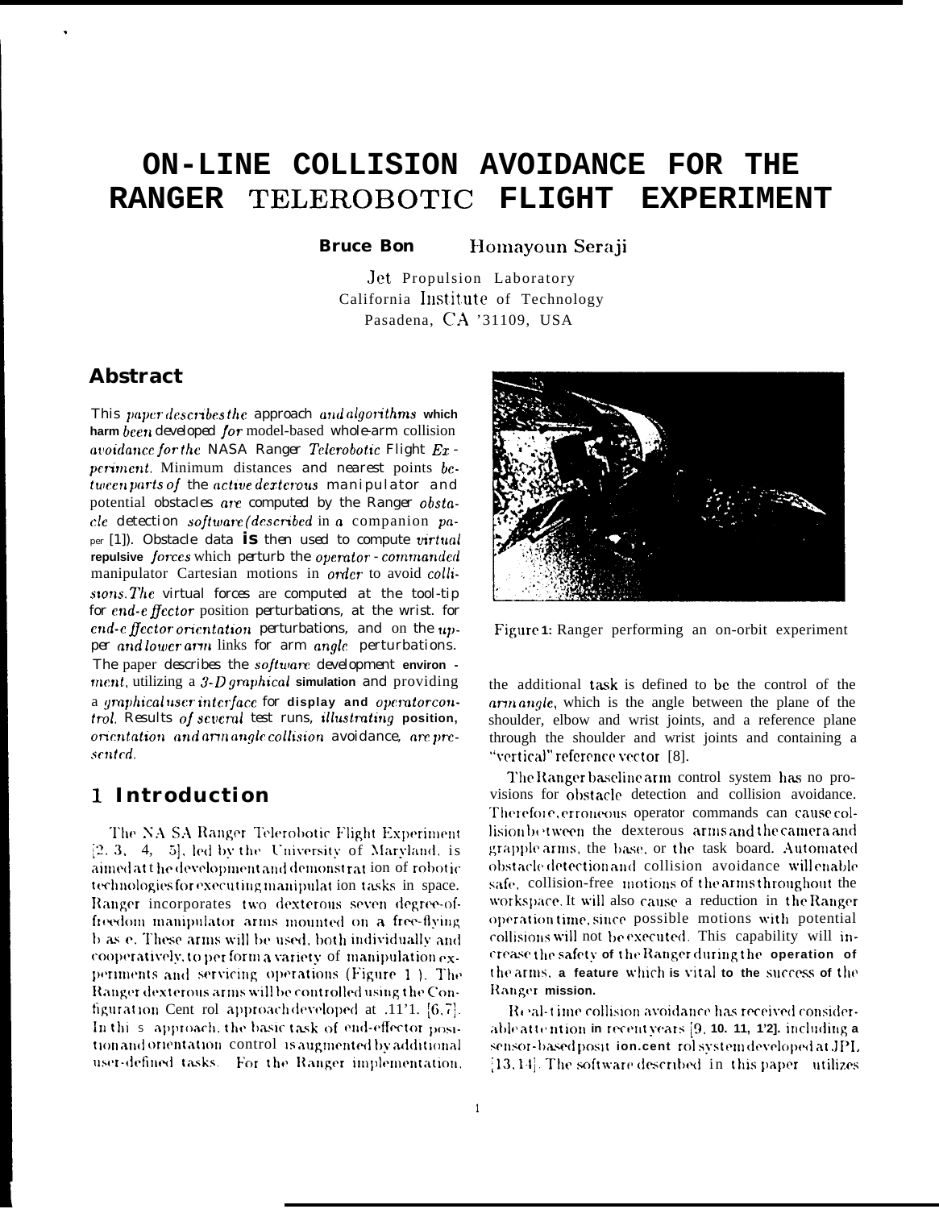# ON-LINE COLLISION AVOIDANCE FOR THE RANGER TELEROBOTIC FLIGHT EXPERIMENT

**Bruce Bon** Homayoun Seraji

Jet Propulsion Laboratory
California Institute of Technology
Pasadena, CA '31109, USA

## Abstract

This paper describes the approach and algorithms which harm been developed for model-based whole-arm collision avoidance for the NASA Ranger Telerobotic Flight Experiment. Minimum distances and nearest points between parts of the active dexterous manipulator and potential obstacles are computed by the Ranger obstacle detection software (described in a companion paper [1]). Obstacle data is then used to compute virtual repulsive forces which perturb the operator - commanded manipulator Cartesian motions in order to avoid collisions. The virtual forces are computed at the tool-tip for end-effector position perturbations, at the wrist. for end-effector orientation perturbations, and on the upper and lower arm links for arm angle perturbations. The paper describes the software development environment, utilizing a 3-D graphical simulation and providing a graphical user interface for display and operator control. Results of several test runs, illustrating position, orientation and arm angle collision avoidance, are presented.

Figure 1: Ranger performing an on-orbit experiment

## 1 Introduction

The NASA Ranger Telerobotic Flight Experiment [2, 3, 4, 5], led by the University of Maryland, is aimed at the development and demonstration of robotic technologies for executing manipulation tasks in space. Ranger incorporates two dexterous seven degree-of-freedom manipulator arms mounted on a free-flying base. These arms will be used, both individually and cooperatively, to perform a variety of manipulation experiments and servicing operations (Figure 1). The Ranger dexterous arms will be controlled using the Configuration Control approach developed at JPL [6, 7]. In this approach, the basic task of end-effector position and orientation control is augmented by additional user-defined tasks. For the Ranger implementation, the additional task is defined to be the control of the arm angle, which is the angle between the plane of the shoulder, elbow and wrist joints, and a reference plane through the shoulder and wrist joints and containing a "vertical" reference vector [8].

The Ranger baseline arm control system has no provisions for obstacle detection and collision avoidance. Therefore, erroneous operator commands can cause collision between the dexterous arms and the camera and grapple arms, the base, or the task board. Automated obstacle detection and collision avoidance will enable safe, collision-free motions of the arms throughout the workspace. It will also cause a reduction in the Ranger operation time, since possible motions with potential collisions will not be executed. This capability will increase the safety of the Ranger during the operation of the arms, a feature which is vital to the success of the Ranger mission.

Real-time collision avoidance has received considerable attention in recent years [9, 10, 11, 12], including a sensor-based position control system developed at JPL [13, 14]. The software described in this paper utilizes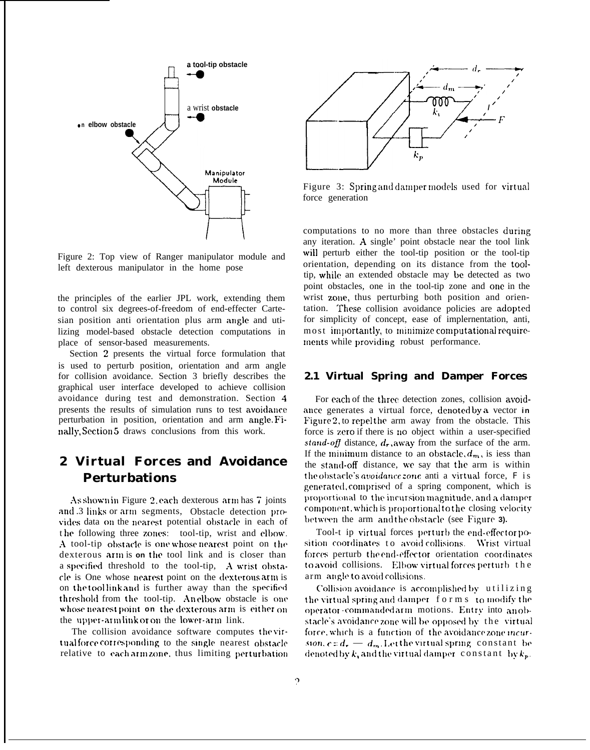Figure 2: Top view of Ranger manipulator module and left dexterous manipulator in the home pose

the principles of the earlier JPL work, extending them to control six degrees-of-freedom of end-effecter Cartesian position anti orientation plus arm angle and utilizing model-based obstacle detection computations in place of sensor-based measurements.

Section 2 presents the virtual force formulation that is used to perturb position, orientation and arm angle for collision avoidance. Section 3 briefly describes the graphical user interface developed to achieve collision avoidance during test and demonstration. Section 4 presents the results of simulation runs to test avoidance perturbation in position, orientation and arm angle. Finally, Section 5 draws conclusions from this work.

# 2 Virtual Forces and Avoidance Perturbations

As shown in Figure 2, each dexterous arm has 7 joints and 3 links or arm segments, Obstacle detection provides data on the nearest potential obstacle in each of the following three zones: tool-tip, wrist and elbow. A tool-tip obstacle is one whose nearest point on the dexterous arm is on the tool link and is closer than a specified threshold to the tool-tip, A wrist obstacle is One whose nearest point on the dexterous arm is on the tool link and is further away than the specified threshold from the tool-tip. An elbow obstacle is one whose nearest point on the dexterous arm is either on the upper-arm link or on the lower-arm link.

The collision avoidance software computes the virtual force corresponding to the single nearest obstacle relative to each arm zone, thus limiting perturbation computations to no more than three obstacles during any iteration. A single' point obstacle near the tool link will perturb either the tool-tip position or the tool-tip orientation, depending on its distance from the tool-tip, while an extended obstacle may be detected as two point obstacles, one in the tool-tip zone and one in the wrist zone, thus perturbing both position and orientation. These collision avoidance policies are adopted for simplicity of concept, ease of implernentation, anti, most importantly, to minimize computational requirements while providing robust performance.

Figure 3: Spring and damper models used for virtual force generation

## 2.1 Virtual Spring and Damper Forces

For each of the three detection zones, collision avoidance generates a virtual force, denoted by a vector in Figure 2, to repel the arm away from the obstacle. This force is zero if there is no object within a user-specified *stand-off* distance, $d_r$, away from the surface of the arm. If the minimum distance to an obstacle, $d_m$, is iess than the stand-off distance, we say that the arm is within the obstacle's *avoidance zone* anti a virtual force, F is generated, comprised of a spring component, which is proportional to the incursion magnitude, and a damper component, which is proportional to the closing velocity between the arm and the obstacle (see Figure 3).

Tool-tip virtual forces perturb the end-effector position coordinates to avoid collisions. Wrist virtual forces perturb the end-effector orientation coordinates to avoid collisions. Elbow virtual forces perturb the arm angle to avoid collisions.

Collision avoidance is accomplished by utilizing the virtual spring and damper forms to modify the operator-commanded arm motions. Entry into an obstacle's avoidance zone will be opposed by the virtual force, which is a function of the avoidance zone *incursion*, $e = d_r - d_m$. Let the virtual spring constant be denoted by $k_s$ and the virtual damper constant by $k_p$.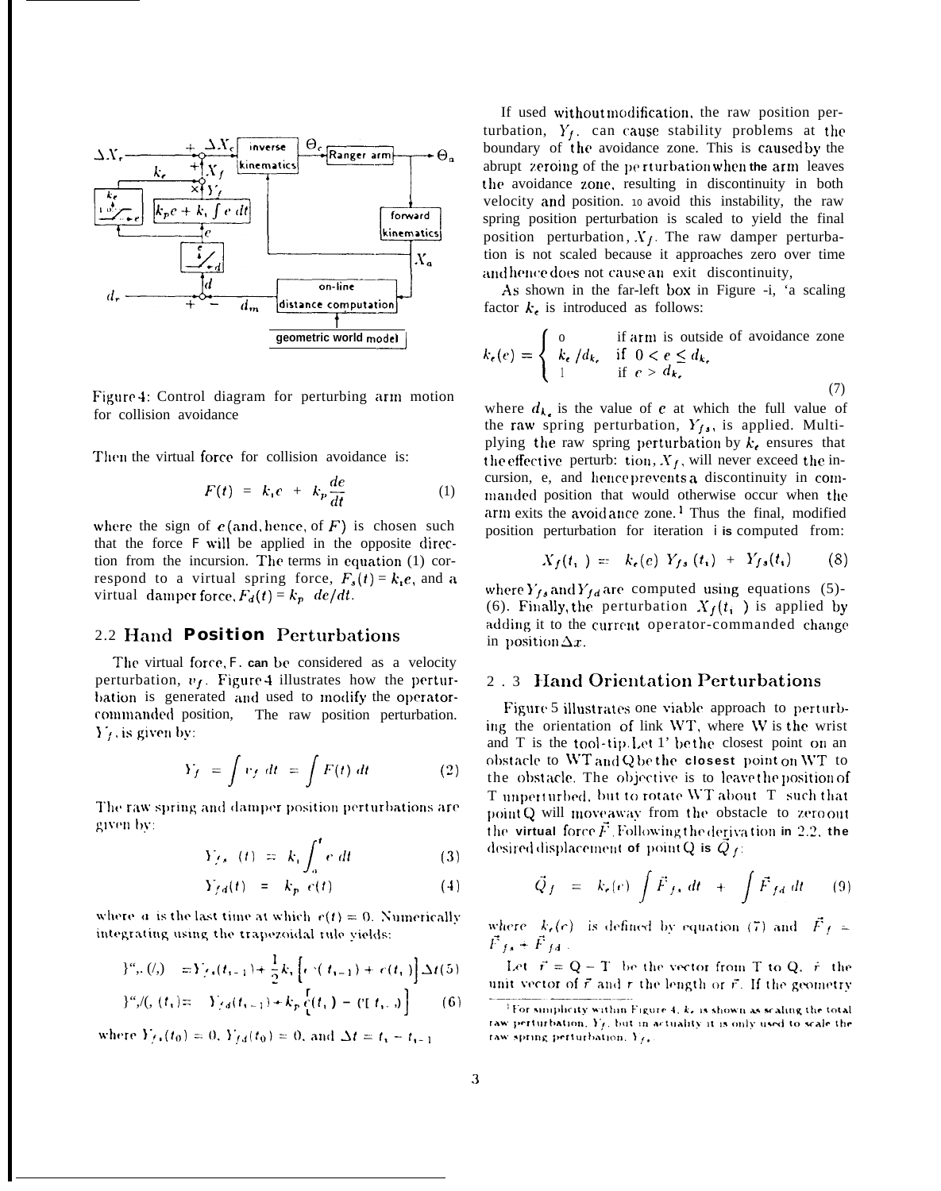Figure 4: Control diagram for perturbing arm motion for collision avoidance

Then the virtual force for collision avoidance is:

$$F(t) = k_i e + k_p \frac{de}{dt} \tag{1}$$

where the sign of $e$ (and, hence, of $F$) is chosen such that the force F will be applied in the opposite direction from the incursion. The terms in equation (1) correspond to a virtual spring force, $F_s(t) = k_i e$, and a virtual damper force, $F_d(t) = k_p \; de/dt$.

## 2.2 Hand Position Perturbations

The virtual force, F, can be considered as a velocity perturbation, $v_f$. Figure 4 illustrates how the perturbation is generated and used to modify the operator-commanded position. The raw position perturbation, $Y_f$, is given by:

$$Y_f = \int v_f \, dt = \int F(t) \, dt \tag{2}$$

The raw spring and damper position perturbations are given by:

$$Y_{fs}(t) = k_i \int_a^t e \, dt \tag{3}$$

$$Y_{fd}(t) = k_p \, e(t) \tag{4}$$

where $a$ is the last time at which $e(t) = 0$. Numerically integrating using the trapezoidal rule yields:

$$Y_{fs}(t_i) = Y_{fs}(t_{i-1}) + \frac{1}{2} k_i \left[ e(t_{i-1}) + e(t_i) \right] \Delta t \tag{5}$$

$$Y_{fd}(t_i) = Y_{fd}(t_{i-1}) + k_p \left[ e(t_i) - e(t_{i-1}) \right] \tag{6}$$

where $Y_{fs}(t_0) = 0$, $Y_{fd}(t_0) = 0$, and $\Delta t = t_i - t_{i-1}$

If used without modification, the raw position perturbation, $Y_f$, can cause stability problems at the boundary of the avoidance zone. This is caused by the abrupt zeroing of the perturbation when the arm leaves the avoidance zone, resulting in discontinuity in both velocity and position. To avoid this instability, the raw spring position perturbation is scaled to yield the final position perturbation, $X_f$. The raw damper perturbation is not scaled because it approaches zero over time and hence does not cause an exit discontinuity.

As shown in the far-left box in Figure 4, a scaling factor $k_e$ is introduced as follows:

$$k_e(e) = \begin{cases} 0 & \text{if arm is outside of avoidance zone} \\ k_e / d_{k_e} & \text{if } 0 < e \leq d_{k_e} \\ 1 & \text{if } e > d_{k_e} \end{cases} \tag{7}$$

where $d_{k_e}$ is the value of $e$ at which the full value of the raw spring perturbation, $Y_{fs}$, is applied. Multiplying the raw spring perturbation by $k_e$ ensures that the effective perturbation, $X_f$, will never exceed the incursion, e, and hence prevents a discontinuity in commanded position that would otherwise occur when the arm exits the avoidance zone.[1] Thus the final, modified position perturbation for iteration i is computed from:

$$X_f(t_i) = k_e(e) \; Y_{fs}(t_i) + Y_{fd}(t_i) \tag{8}$$

where $Y_{fs}$ and $Y_{fd}$ are computed using equations (5)-(6). Finally, the perturbation $X_f(t_i)$ is applied by adding it to the current operator-commanded change in position $\Delta x$.

## 2.3 Hand Orientation Perturbations

Figure 5 illustrates one viable approach to perturbing the orientation of link WT, where W is the wrist and T is the tool-tip. Let P be the closest point on an obstacle to WT and Q be the closest point on WT to the obstacle. The objective is to leave the position of T unperturbed, but to rotate WT about T such that point Q will move away from the obstacle to zero out the virtual force $\vec{F}$. Following the derivation in 2.2, the desired displacement of point Q is $\vec{Q}_f$:

$$\vec{Q}_f = k_e(e) \int \vec{F}_{fs} \, dt + \int \vec{F}_{fd} \, dt \tag{9}$$

where $k_e(e)$ is defined by equation (7) and $\vec{F}_f = \vec{F}_{fs} + \vec{F}_{fd}$.

Let $\vec{r} = Q - T$ be the vector from T to Q, $\hat{r}$ the unit vector of $\vec{r}$ and $r$ the length of $\vec{r}$. If the geometry

[1] For simplicity within Figure 4, $k_e$ is shown as scaling the total raw perturbation, $Y_f$, but in actuality it is only used to scale the raw spring perturbation, $Y_{fs}$.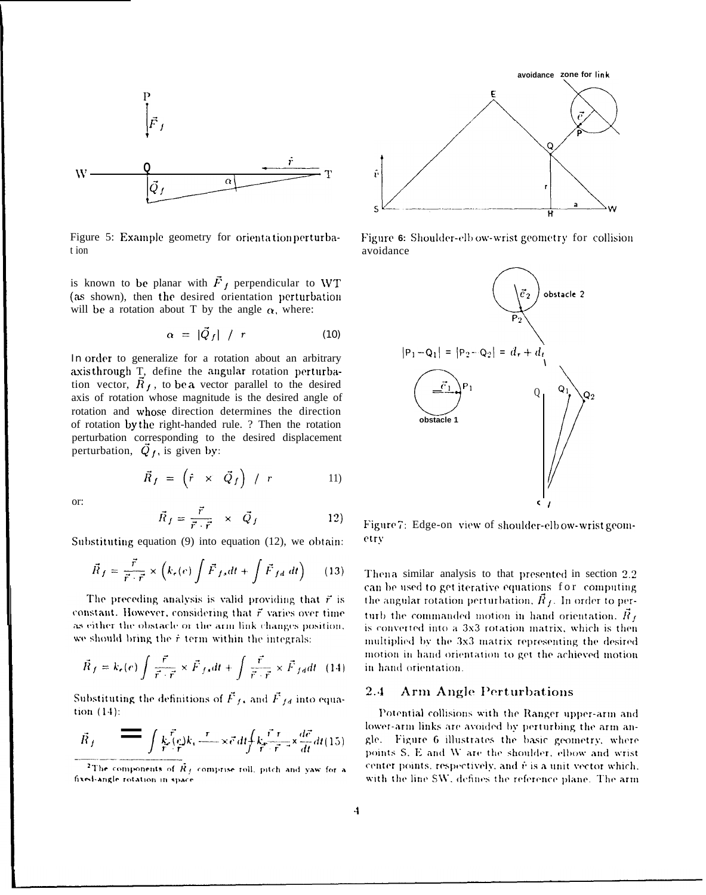Figure 5: Example geometry for orientation perturbation

is known to be planar with $\vec{F}_f$ perpendicular to WT (as shown), then the desired orientation perturbation will be a rotation about T by the angle $\alpha$, where:

$$\alpha = |\vec{Q}_f| \; / \; r \tag{10}$$

In order to generalize for a rotation about an arbitrary axis through T, define the angular rotation perturbation vector, $\vec{R}_f$, to be a vector parallel to the desired axis of rotation whose magnitude is the desired angle of rotation and whose direction determines the direction of rotation by the right-handed rule. [2] Then the rotation perturbation corresponding to the desired displacement perturbation, $\vec{Q}_f$, is given by:

$$\vec{R}_f = \left(\hat{r} \times \vec{Q}_f\right) \; / \; r \tag{11}$$

or:

$$\vec{R}_f = \frac{\vec{r}}{\vec{r} \cdot \vec{r}} \times \vec{Q}_f \tag{12}$$

Substituting equation (9) into equation (12), we obtain:

$$\vec{R}_f = \frac{\vec{r}}{\vec{r} \cdot \vec{r}} \times \left(k_e(e) \int \vec{F}_{fs} dt + \int \vec{F}_{fd} \, dt\right) \tag{13}$$

The preceding analysis is valid providing that $\vec{r}$ is constant. However, considering that $\vec{r}$ varies over time as either the obstacle or the arm link changes position, we should bring the $\hat{r}$ term within the integrals:

$$\vec{R}_f = k_e(e) \int \frac{\vec{r}}{\vec{r} \cdot \vec{r}} \times \vec{F}_{fs} dt + \int \frac{\vec{r}}{\vec{r} \cdot \vec{r}} \times \vec{F}_{fd} dt \tag{14}$$

Substituting the definitions of $\vec{F}_{fs}$ and $\vec{F}_{fd}$ into equation (14):

$$\vec{R}_f = \int k_e(e) k_s \frac{\vec{r}}{\vec{r} \cdot \vec{r}} \times \vec{e} \, dt + \int k_d \frac{\vec{r}}{\vec{r} \cdot \vec{r}} \times \frac{d\vec{e}}{dt} dt \tag{15}$$

[2] The components of $\vec{R}_f$ comprise roll, pitch and yaw for a fixed-angle rotation in space.

Figure 6: Shoulder-elbow-wrist geometry for collision avoidance

Figure 7: Edge-on view of shoulder-elbow-wrist geometry

Then a similar analysis to that presented in section 2.2 can be used to get iterative equations for computing the angular rotation perturbation, $\vec{R}_f$. In order to perturb the commanded motion in hand orientation, $\vec{R}_f$ is converted into a 3x3 rotation matrix, which is then multiplied by the 3x3 matrix representing the desired motion in hand orientation to get the achieved motion in hand orientation.

## 2.4 Arm Angle Perturbations

Potential collisions with the Ranger upper-arm and lower-arm links are avoided by perturbing the arm angle. Figure 6 illustrates the basic geometry, where points S, E and W are the shoulder, elbow and wrist center points, respectively, and $\hat{v}$ is a unit vector which, with the line SW, defines the reference plane. The arm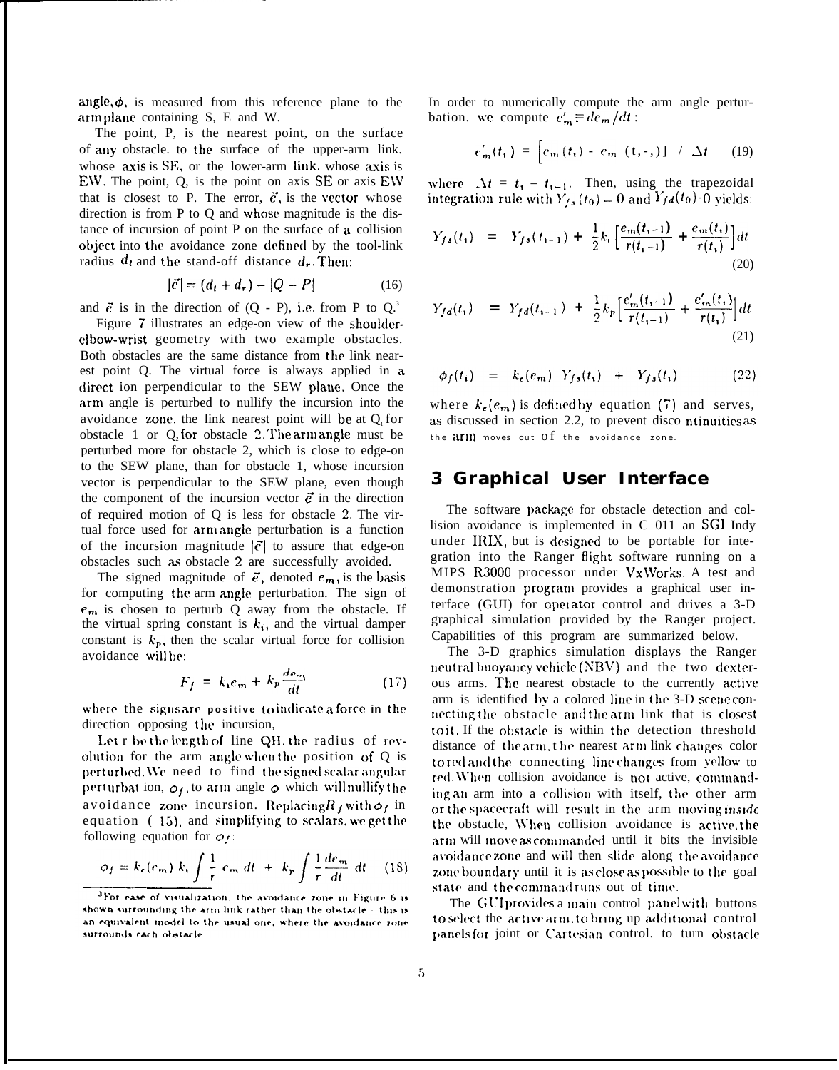angle, $\phi$, is measured from this reference plane to the arm plane containing S, E and W.

The point, P, is the nearest point, on the surface of any obstacle, to the surface of the upper-arm link, whose axis is SE, or the lower-arm link, whose axis is EW. The point, Q, is the point on axis SE or axis EW that is closest to P. The error, $\vec{e}$, is the vector whose direction is from P to Q and whose magnitude is the distance of incursion of point P on the surface of a collision object into the avoidance zone defined by the tool-link radius $d_t$ and the stand-off distance $d_r$. Then:

$$|\vec{e}| = (d_t + d_r) - |Q - P| \tag{16}$$

and $\vec{e}$ is in the direction of (Q - P), i.e. from P to Q.[3]

Figure 7 illustrates an edge-on view of the shoulder-elbow-wrist geometry with two example obstacles. Both obstacles are the same distance from the link nearest point Q. The virtual force is always applied in a direction perpendicular to the SEW plane. Once the arm angle is perturbed to nullify the incursion into the avoidance zone, the link nearest point will be at $Q_1$ for obstacle 1 or $Q_2$ for obstacle 2. The arm angle must be perturbed more for obstacle 2, which is close to edge-on to the SEW plane, than for obstacle 1, whose incursion vector is perpendicular to the SEW plane, even though the component of the incursion vector $\vec{e}$ in the direction of required motion of Q is less for obstacle 2. The virtual force used for arm angle perturbation is a function of the incursion magnitude $|\vec{e}|$ to assure that edge-on obstacles such as obstacle 2 are successfully avoided.

The signed magnitude of $\vec{e}$, denoted $e_m$, is the basis for computing the arm angle perturbation. The sign of $e_m$ is chosen to perturb Q away from the obstacle. If the virtual spring constant is $k_i$, and the virtual damper constant is $k_p$, then the scalar virtual force for collision avoidance will be:

$$F_f = k_i e_m + k_p \frac{de_m}{dt} \tag{17}$$

where the signs are positive to indicate a force in the direction opposing the incursion,

Let r be the length of line QH, the radius of revolution for the arm angle when the position of Q is perturbed. We need to find the signed scalar angular perturbation, $\phi_f$, to arm angle $\phi$ which will nullify the avoidance zone incursion. Replacing $R_f$ with $\phi_f$ in equation (15), and simplifying to scalars, we get the following equation for $\phi_f$:

$$\phi_f = k_e(e_m)\, k_i \int \frac{1}{r}\, e_m \, dt \;+\; k_p \int \frac{1}{r} \frac{de_m}{dt}\, dt \tag{18}$$

[3] For ease of visualization, the avoidance zone in Figure 6 is shown surrounding the arm link rather than the obstacle - this is an equivalent model to the usual one, where the avoidance zone surrounds each obstacle.

In order to numerically compute the arm angle perturbation, we compute $e'_m \equiv de_m/dt$:

$$e'_m(t_i) = \left[e_m(t_i) - e_m(t_{i-1})\right] / \Delta t \tag{19}$$

where $\Delta t = t_i - t_{i-1}$. Then, using the trapezoidal integration rule with $Y_{fs}(t_0) = 0$ and $Y_{fd}(t_0) = 0$ yields:

$$Y_{fs}(t_i) = Y_{fs}(t_{i-1}) + \frac{1}{2} k_i \left[\frac{e_m(t_{i-1})}{r(t_{i-1})} + \frac{e_m(t_i)}{r(t_i)}\right] dt \tag{20}$$

$$Y_{fd}(t_i) = Y_{fd}(t_{i-1}) + \frac{1}{2} k_p \left[\frac{e'_m(t_{i-1})}{r(t_{i-1})} + \frac{e'_m(t_i)}{r(t_i)}\right] dt \tag{21}$$

$$\phi_f(t_i) = k_e(e_m)\, Y_{fs}(t_i) + Y_{fs}(t_i) \tag{22}$$

where $k_e(e_m)$ is defined by equation (7) and serves, as discussed in section 2.2, to prevent discontinuities as the arm moves out of the avoidance zone.

# 3 Graphical User Interface

The software package for obstacle detection and collision avoidance is implemented in C on an SGI Indy under IRIX, but is designed to be portable for integration into the Ranger flight software running on a MIPS R3000 processor under VxWorks. A test and demonstration program provides a graphical user interface (GUI) for operator control and drives a 3-D graphical simulation provided by the Ranger project. Capabilities of this program are summarized below.

The 3-D graphics simulation displays the Ranger neutral buoyancy vehicle (NBV) and the two dexterous arms. The nearest obstacle to the currently active arm is identified by a colored line in the 3-D scene connecting the obstacle and the arm link that is closest to it. If the obstacle is within the detection threshold distance of the arm, the nearest arm link changes color to red and the connecting line changes from yellow to red. When collision avoidance is not active, commanding an arm into a collision with itself, the other arm or the spacecraft will result in the arm moving *inside* the obstacle. When collision avoidance is active, the arm will move as commanded until it hits the invisible avoidance zone and will then slide along the avoidance zone boundary until it is as close as possible to the goal state and the command runs out of time.

The GUI provides a main control panel with buttons to select the active arm, to bring up additional control panels for joint or Cartesian control, to turn obstacle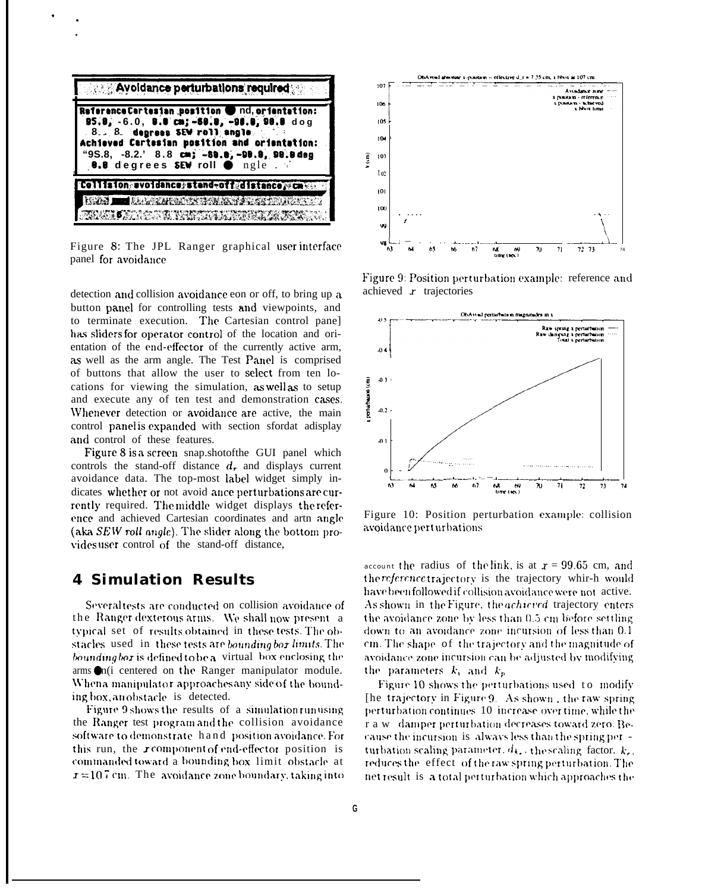Figure 8: The JPL Ranger graphical user interface panel for avoidance

detection and collision avoidance eon or off, to bring up a button panel for controlling tests and viewpoints, and to terminate execution. The Cartesian control panel has sliders for operator control of the location and orientation of the end-effector of the currently active arm, as well as the arm angle. The Test Panel is comprised of buttons that allow the user to select from ten locations for viewing the simulation, as well as to setup and execute any of ten test and demonstration cases. Whenever detection or avoidance are active, the main control panel is expanded with section sfordat adisplay and control of these features.

Figure 8 is a screen snap.shotofthe GUI panel which controls the stand-off distance $d_r$ and displays current avoidance data. The top-most label widget simply indicates whether or not avoid ance perturbations are currently required. The middle widget displays the reference and achieved Cartesian coordinates and artn angle (aka *SEW roll angle*). The slider along the bottom provides user control of the stand-off distance,

## 4 Simulation Results

Several tests are conducted on collision avoidance of the Ranger dexterous arms. We shall now present a typical set of results obtained in these tests. The obstacles used in these tests are *bounding box limits*. The *bounding box* is defined to be a virtual box enclosing the arms and centered on the Ranger manipulator module. When a manipulator approaches any side of the bounding box, an obstacle is detected.

Figure 9 shows the results of a simulation run using the Ranger test program and the collision avoidance software to demonstrate hand position avoidance. For this run, the $x$ component of end-effector position is commanded toward a bounding box limit obstacle at $x = 107$ cm. The avoidance zone boundary, taking into

Figure 9: Position perturbation example: reference and achieved $x$ trajectories

Figure 10: Position perturbation example: collision avoidance perturbations

account the radius of the link, is at $x = 99.65$ cm, and the *reference* trajectory is the trajectory which would have been followed if collision avoidance were not active. As shown in the Figure, the *achieved* trajectory enters the avoidance zone by less than 0.5 cm before settling down to an avoidance zone incursion of less than 0.1 cm. The shape of the trajectory and the magnitude of avoidance zone incursion can be adjusted by modifying the parameters $k_i$ and $k_p$

Figure 10 shows the perturbations used to modify the trajectory in Figure 9. As shown, the raw spring perturbation continues to increase over time, while the raw damper perturbation decreases toward zero. Because the incursion is always less than the spring perturbation scaling parameter, $d_k$, the scaling factor, $k_r$, reduces the effect of the raw spring perturbation. The net result is a total perturbation which approaches the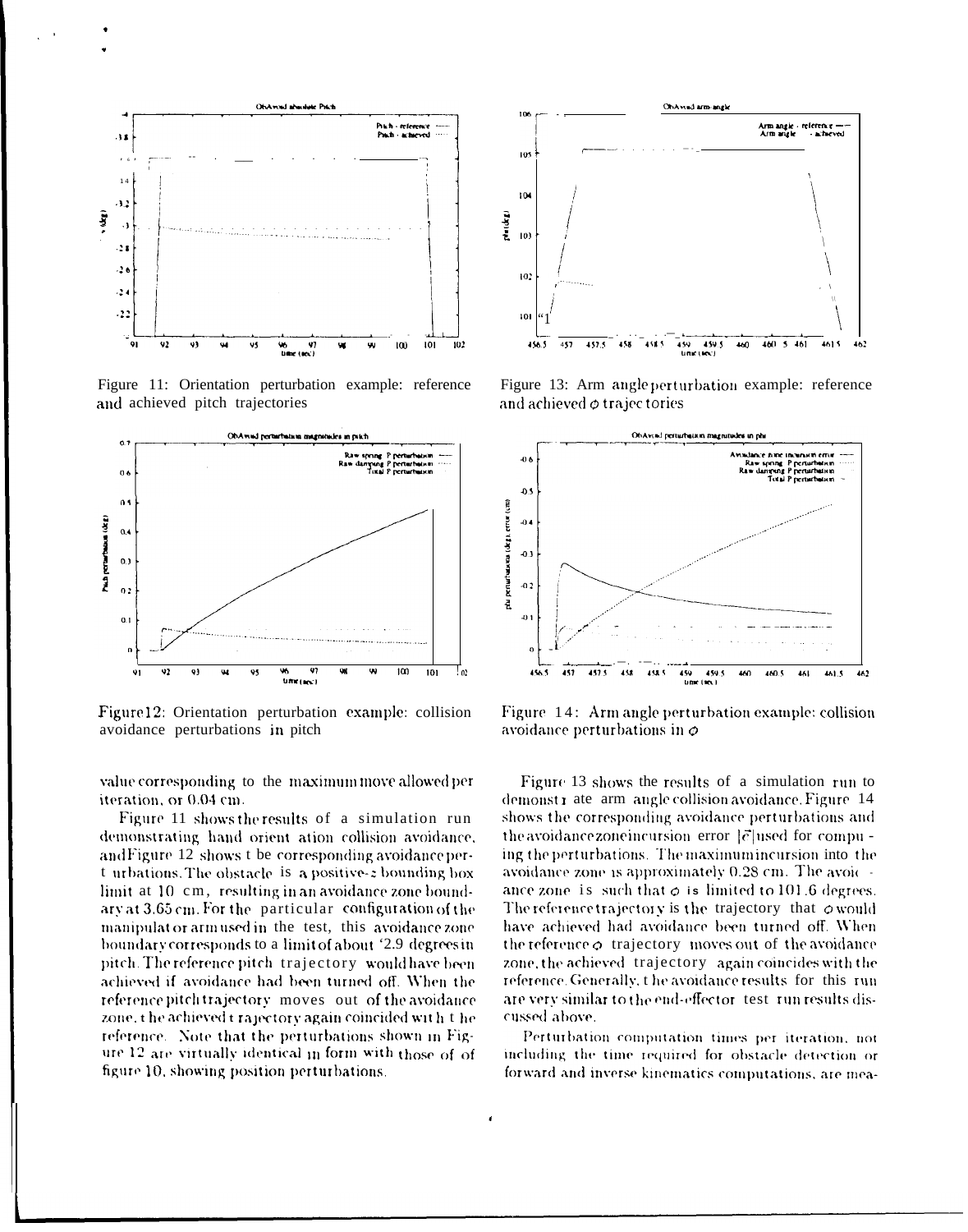Figure 11: Orientation perturbation example: reference and achieved pitch trajectories

Figure 12: Orientation perturbation example: collision avoidance perturbations in pitch

Figure 13: Arm angle perturbation example: reference and achieved $\phi$ trajectories

Figure 14: Arm angle perturbation example: collision avoidance perturbations in $\phi$

value corresponding to the maximum move allowed per iteration, or 0.04 cm.

Figure 11 shows the results of a simulation run demonstrating hand orientation collision avoidance, and Figure 12 shows the corresponding avoidance perturbations. The obstacle is a positive-$z$ bounding box limit at 10 cm, resulting in an avoidance zone boundary at 3.65 cm. For the particular configuration of the manipulator arm used in the test, this avoidance zone boundary corresponds to a limit of about -2.9 degrees in pitch. The reference pitch trajectory would have been achieved if avoidance had been turned off. When the reference pitch trajectory moves out of the avoidance zone, the achieved trajectory again coincided with the reference. Note that the perturbations shown in Figure 12 are virtually identical in form with those of figure 10, showing position perturbations.

Figure 13 shows the results of a simulation run to demonstrate arm angle collision avoidance. Figure 14 shows the corresponding avoidance perturbations and the avoidance zone incursion error $|\vec{c}|$ used for computing the perturbations. The maximum incursion into the avoidance zone is approximately 0.28 cm. The avoidance zone is such that $\phi$ is limited to 101.6 degrees. The reference trajectory is the trajectory that $\phi$ would have achieved had avoidance been turned off. When the reference $\phi$ trajectory moves out of the avoidance zone, the achieved trajectory again coincides with the reference. Generally, the avoidance results for this run are very similar to the end-effector test run results discussed above.

Perturbation computation times per iteration, not including the time required for obstacle detection or forward and inverse kinematics computations, are mea-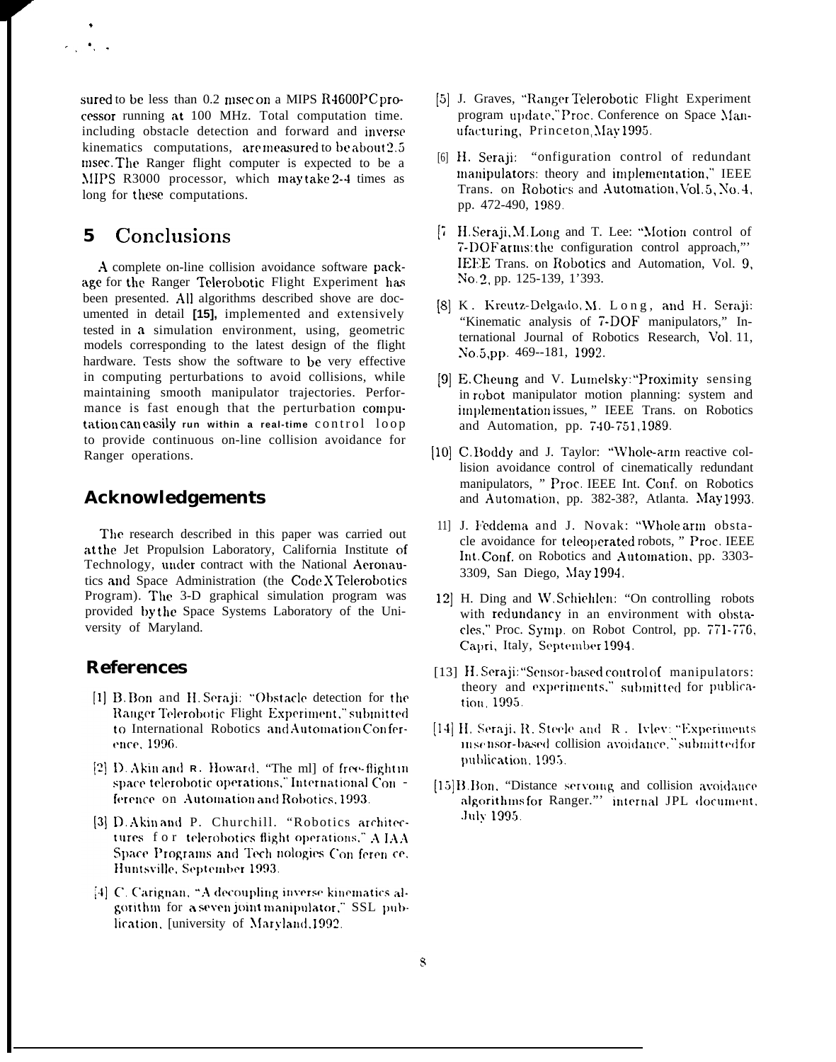sured to be less than 0.2 msec on a MIPS R4600PC processor running at 100 MHz. Total computation time. including obstacle detection and forward and inverse kinematics computations, are measured to be about 2.5 msec. The Ranger flight computer is expected to be a MIPS R3000 processor, which may take 2-4 times as long for these computations.

## 5 Conclusions

A complete on-line collision avoidance software package for the Ranger Telerobotic Flight Experiment has been presented. All algorithms described shove are documented in detail **[15]**, implemented and extensively tested in a simulation environment, using, geometric models corresponding to the latest design of the flight hardware. Tests show the software to be very effective in computing perturbations to avoid collisions, while maintaining smooth manipulator trajectories. Performance is fast enough that the perturbation computation can easily run within a real-time control loop to provide continuous on-line collision avoidance for Ranger operations.

## Acknowledgements

The research described in this paper was carried out at the Jet Propulsion Laboratory, California Institute of Technology, under contract with the National Aeronautics and Space Administration (the Code X Telerobotics Program). The 3-D graphical simulation program was provided by the Space Systems Laboratory of the University of Maryland.

## References

[1] B. Bon and H. Seraji: "Obstacle detection for the Ranger Telerobotic Flight Experiment," submitted to International Robotics and Automation Conference, 1996.

[2] D. Akin and R. Howard. "The ml] of free-flight in space telerobotic operations," International Con - ference on Automation and Robotics, 1993.

[3] D. Akin and P. Churchill. "Robotics architectures for telerobotics flight operations." AIAA Space Programs and Tech nologies Con feren ce, Huntsville, September 1993.

[4] C. Carignan, "A decoupling inverse kinematics algorithm for a seven joint manipulator," SSL publication, [university of Maryland, 1992.

[5] J. Graves, "Ranger Telerobotic Flight Experiment program update," Proc. Conference on Space Manufacturing, Princeton, May 1995.

[6] H. Seraji: "onfiguration control of redundant manipulators: theory and implementation," IEEE Trans. on Robotics and Automation, Vol. 5, No. 4, pp. 472-490, 1989.

[7 H. Seraji, M. Long and T. Lee: "Motion control of 7-DOF arms: the configuration control approach,"' IEEE Trans. on Robotics and Automation, Vol. 9, No. 2, pp. 125-139, 1'393.

[8] K. Kreutz-Delgado, M. Long, and H. Seraji: "Kinematic analysis of 7-DOF manipulators," International Journal of Robotics Research, Vol. 11, No. 5, pp. 469--181, 1992.

[9] E. Cheung and V. Lumelsky: "Proximity sensing in robot manipulator motion planning: system and implementation issues, " IEEE Trans. on Robotics and Automation, pp. 740-751, 1989.

[10] C. Boddy and J. Taylor: "Whole-arm reactive collision avoidance control of cinematically redundant manipulators, " Proc. IEEE Int. Conf. on Robotics and Automation, pp. 382-38?, Atlanta. May 1993.

11] J. Feddema and J. Novak: "Whole arm obstacle avoidance for teleoperated robots, " Proc. IEEE Int. Conf. on Robotics and Automation, pp. 3303-3309, San Diego, May 1994.

12] H. Ding and W. Schiehlen: "On controlling robots with redundancy in an environment with obstacles," Proc. Symp. on Robot Control, pp. 771-776, Capri, Italy, September 1994.

[13] H. Seraji: "Sensor-based control of manipulators: theory and experiments," submitted for publication, 1995.

[14] H. Seraji, R. Steele and R. Ivlev: "Experiments in se nsor-based collision avoidance," submitted for publication, 1995.

[15] B. Bon, "Distance servoing and collision avoidance algorithms for Ranger."' internal JPL document, July 1995.